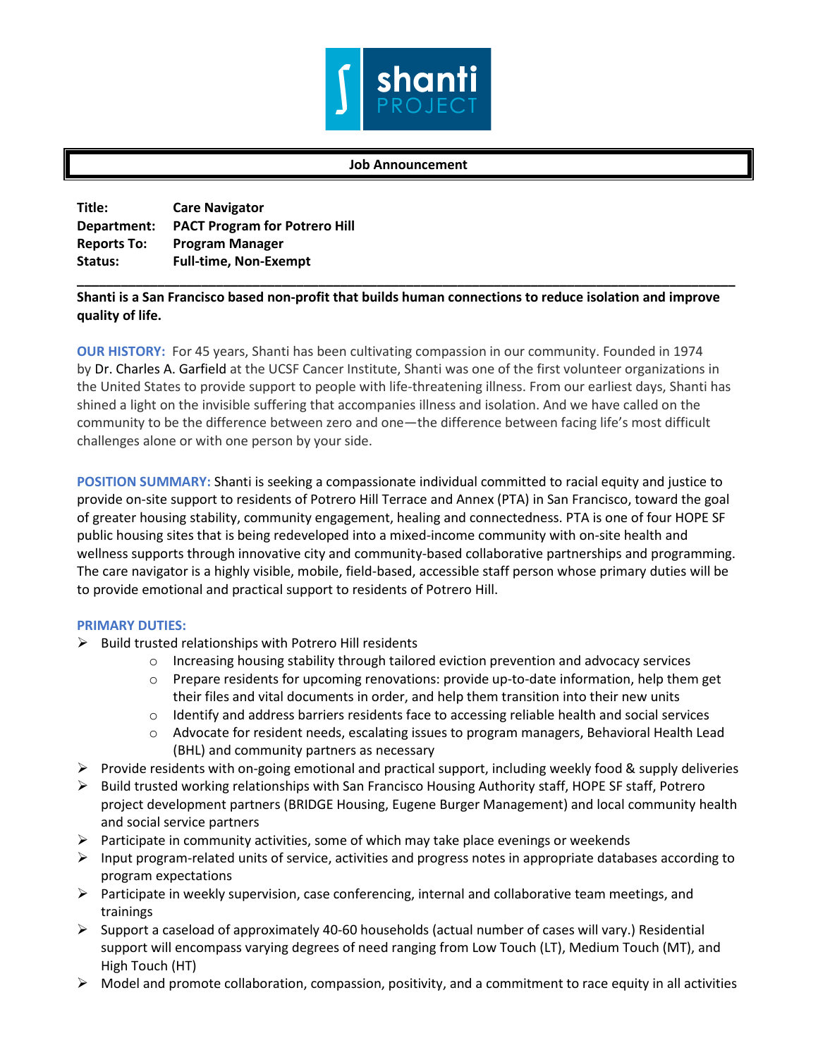**Job Announcement**

**Title:** **Care Navigator**
**Department:** **PACT Program for Potrero Hill**
**Reports To:** **Program Manager**
**Status:** **Full-time, Non-Exempt**

---

**Shanti is a San Francisco based non-profit that builds human connections to reduce isolation and improve quality of life.**

**OUR HISTORY:** For 45 years, Shanti has been cultivating compassion in our community. Founded in 1974 by Dr. Charles A. Garfield at the UCSF Cancer Institute, Shanti was one of the first volunteer organizations in the United States to provide support to people with life-threatening illness. From our earliest days, Shanti has shined a light on the invisible suffering that accompanies illness and isolation. And we have called on the community to be the difference between zero and one—the difference between facing life's most difficult challenges alone or with one person by your side.

**POSITION SUMMARY:** Shanti is seeking a compassionate individual committed to racial equity and justice to provide on-site support to residents of Potrero Hill Terrace and Annex (PTA) in San Francisco, toward the goal of greater housing stability, community engagement, healing and connectedness. PTA is one of four HOPE SF public housing sites that is being redeveloped into a mixed-income community with on-site health and wellness supports through innovative city and community-based collaborative partnerships and programming. The care navigator is a highly visible, mobile, field-based, accessible staff person whose primary duties will be to provide emotional and practical support to residents of Potrero Hill.

**PRIMARY DUTIES:**

- Build trusted relationships with Potrero Hill residents
  - Increasing housing stability through tailored eviction prevention and advocacy services
  - Prepare residents for upcoming renovations: provide up-to-date information, help them get their files and vital documents in order, and help them transition into their new units
  - Identify and address barriers residents face to accessing reliable health and social services
  - Advocate for resident needs, escalating issues to program managers, Behavioral Health Lead (BHL) and community partners as necessary
- Provide residents with on-going emotional and practical support, including weekly food & supply deliveries
- Build trusted working relationships with San Francisco Housing Authority staff, HOPE SF staff, Potrero project development partners (BRIDGE Housing, Eugene Burger Management) and local community health and social service partners
- Participate in community activities, some of which may take place evenings or weekends
- Input program-related units of service, activities and progress notes in appropriate databases according to program expectations
- Participate in weekly supervision, case conferencing, internal and collaborative team meetings, and trainings
- Support a caseload of approximately 40-60 households (actual number of cases will vary.) Residential support will encompass varying degrees of need ranging from Low Touch (LT), Medium Touch (MT), and High Touch (HT)
- Model and promote collaboration, compassion, positivity, and a commitment to race equity in all activities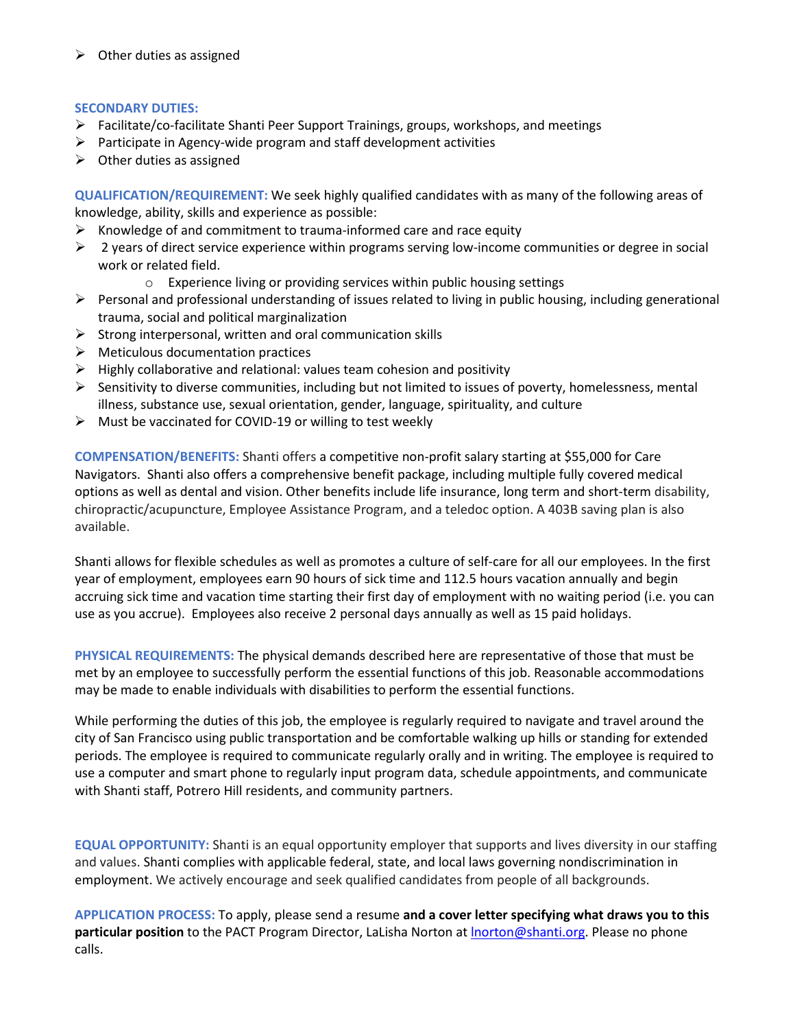- Other duties as assigned

**SECONDARY DUTIES:**

- Facilitate/co-facilitate Shanti Peer Support Trainings, groups, workshops, and meetings
- Participate in Agency-wide program and staff development activities
- Other duties as assigned

**QUALIFICATION/REQUIREMENT:** We seek highly qualified candidates with as many of the following areas of knowledge, ability, skills and experience as possible:

- Knowledge of and commitment to trauma-informed care and race equity
- 2 years of direct service experience within programs serving low-income communities or degree in social work or related field.
  - Experience living or providing services within public housing settings
- Personal and professional understanding of issues related to living in public housing, including generational trauma, social and political marginalization
- Strong interpersonal, written and oral communication skills
- Meticulous documentation practices
- Highly collaborative and relational: values team cohesion and positivity
- Sensitivity to diverse communities, including but not limited to issues of poverty, homelessness, mental illness, substance use, sexual orientation, gender, language, spirituality, and culture
- Must be vaccinated for COVID-19 or willing to test weekly

**COMPENSATION/BENEFITS:** Shanti offers a competitive non-profit salary starting at $55,000 for Care Navigators. Shanti also offers a comprehensive benefit package, including multiple fully covered medical options as well as dental and vision. Other benefits include life insurance, long term and short-term disability, chiropractic/acupuncture, Employee Assistance Program, and a teledoc option. A 403B saving plan is also available.

Shanti allows for flexible schedules as well as promotes a culture of self-care for all our employees. In the first year of employment, employees earn 90 hours of sick time and 112.5 hours vacation annually and begin accruing sick time and vacation time starting their first day of employment with no waiting period (i.e. you can use as you accrue). Employees also receive 2 personal days annually as well as 15 paid holidays.

**PHYSICAL REQUIREMENTS:** The physical demands described here are representative of those that must be met by an employee to successfully perform the essential functions of this job. Reasonable accommodations may be made to enable individuals with disabilities to perform the essential functions.

While performing the duties of this job, the employee is regularly required to navigate and travel around the city of San Francisco using public transportation and be comfortable walking up hills or standing for extended periods. The employee is required to communicate regularly orally and in writing. The employee is required to use a computer and smart phone to regularly input program data, schedule appointments, and communicate with Shanti staff, Potrero Hill residents, and community partners.

**EQUAL OPPORTUNITY:** Shanti is an equal opportunity employer that supports and lives diversity in our staffing and values. Shanti complies with applicable federal, state, and local laws governing nondiscrimination in employment. We actively encourage and seek qualified candidates from people of all backgrounds.

**APPLICATION PROCESS:** To apply, please send a resume **and a cover letter specifying what draws you to this particular position** to the PACT Program Director, LaLisha Norton at lnorton@shanti.org. Please no phone calls.